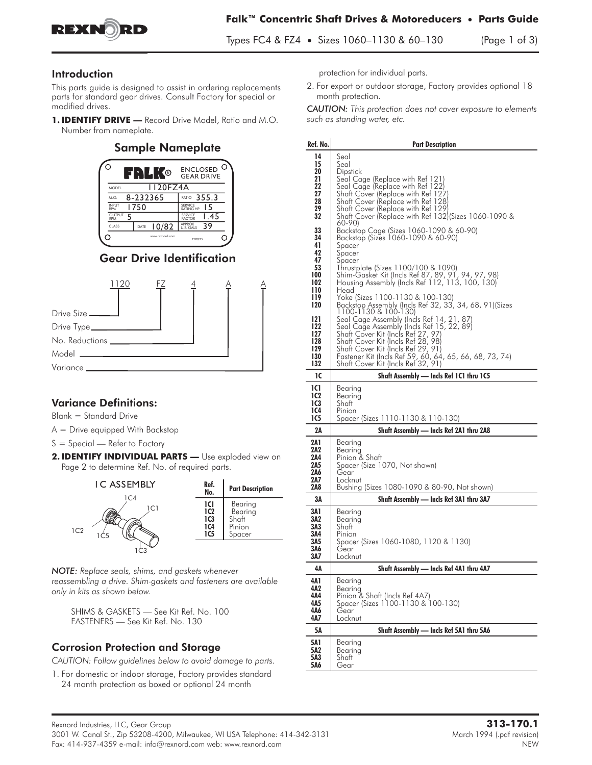# Falk™ Concentric Shaft Drives & Motoreducers • Parts Guide

Types FC4 & FZ4 • Sizes 1060–1130 & 60–130

## Introduction

This parts guide is designed to assist in ordering replacements parts for standard gear drives. Consult Factory for special or modified drives.

**1. IDENTIFY DRIVE —** Record Drive Model, Ratio and M.O. Number from nameplate.

### Sample Nameplate

FALK® ENCLOSED GEAR DRIVE

| | | | |
|---|---|---|---|
| MODEL | 1120FZ4A | | |
| M.O. | 8-232365 | RATIO | 355.3 |
| INPUT RPM | 1750 | SERVICE RATING HP | 15 |
| OUTPUT RPM | 5 | SERVICE FACTOR | 1.45 |
| CLASS | DATE 10/82 | APPROX U.S. GALS | 39 |

www.rexnord.com 1220915

### Gear Drive Identification

1120 FZ 4 A A

- Drive Size — 1120
- Drive Type — FZ
- No. Reductions — 4
- Model — A
- Variance — A

## Variance Definitions:

Blank = Standard Drive

A = Drive equipped With Backstop

S = Special — Refer to Factory

**2. IDENTIFY INDIVIDUAL PARTS —** Use exploded view on Page 2 to determine Ref. No. of required parts.

1C ASSEMBLY

| Ref. No. | Part Description |
|---|---|
| 1C1 | Bearing |
| 1C2 | Bearing |
| 1C3 | Shaft |
| 1C4 | Pinion |
| 1C5 | Spacer |

*NOTE: Replace seals, shims, and gaskets whenever reassembling a drive. Shim-gaskets and fasteners are available only in kits as shown below.*

SHIMS & GASKETS — See Kit Ref. No. 100
FASTENERS — See Kit Ref. No. 130

## Corrosion Protection and Storage

*CAUTION: Follow guidelines below to avoid damage to parts.*

1. For domestic or indoor storage, Factory provides standard 24 month protection as boxed or optional 24 month protection for individual parts.
2. For export or outdoor storage, Factory provides optional 18 month protection.

*CAUTION: This protection does not cover exposure to elements such as standing water, etc.*

| Ref. No. | Part Description |
|---|---|
| 14 | Seal |
| 15 | Seal |
| 20 | Dipstick |
| 21 | Seal Cage (Replace with Ref 121) |
| 22 | Seal Cage (Replace with Ref 122) |
| 27 | Shaft Cover (Replace with Ref 127) |
| 28 | Shaft Cover (Replace with Ref 128) |
| 29 | Shaft Cover (Replace with Ref 129) |
| 32 | Shaft Cover (Replace with Ref 132)(Sizes 1060-1090 & 60-90) |
| 33 | Backstop Cage (Sizes 1060-1090 & 60-90) |
| 34 | Backstop (Sizes 1060-1090 & 60-90) |
| 41 | Spacer |
| 42 | Spacer |
| 47 | Spacer |
| 53 | Thrustplate (Sizes 1100/100 & 1090) |
| 100 | Shim-Gasket Kit (Incls Ref 87, 89, 91, 94, 97, 98) |
| 102 | Housing Assembly (Incls Ref 112, 113, 100, 130) |
| 110 | Head |
| 119 | Yoke (Sizes 1100-1130 & 100-130) |
| 120 | Backstop Assembly (Incls Ref 32, 33, 34, 68, 91)(Sizes 1100-1130 & 100-130) |
| 121 | Seal Cage Assembly (Incls Ref 14, 21, 87) |
| 122 | Seal Cage Assembly (Incls Ref 15, 22, 89) |
| 127 | Shaft Cover Kit (Incls Ref 27, 97) |
| 128 | Shaft Cover Kit (Incls Ref 28, 98) |
| 129 | Shaft Cover Kit (Incls Ref 29, 91) |
| 130 | Fastener Kit (Incls Ref 59, 60, 64, 65, 66, 68, 73, 74) |
| 132 | Shaft Cover Kit (Incls Ref 32, 91) |
| **1C** | **Shaft Assembly — Incls Ref 1C1 thru 1C5** |
| 1C1 | Bearing |
| 1C2 | Bearing |
| 1C3 | Shaft |
| 1C4 | Pinion |
| 1C5 | Spacer (Sizes 1110-1130 & 110-130) |
| **2A** | **Shaft Assembly — Incls Ref 2A1 thru 2A8** |
| 2A1 | Bearing |
| 2A2 | Bearing |
| 2A4 | Pinion & Shaft |
| 2A5 | Spacer (Size 1070, Not shown) |
| 2A6 | Gear |
| 2A7 | Locknut |
| 2A8 | Bushing (Sizes 1080-1090 & 80-90, Not shown) |
| **3A** | **Shaft Assembly — Incls Ref 3A1 thru 3A7** |
| 3A1 | Bearing |
| 3A2 | Bearing |
| 3A3 | Shaft |
| 3A4 | Pinion |
| 3A5 | Spacer (Sizes 1060-1080, 1120 & 1130) |
| 3A6 | Gear |
| 3A7 | Locknut |
| **4A** | **Shaft Assembly — Incls Ref 4A1 thru 4A7** |
| 4A1 | Bearing |
| 4A2 | Bearing |
| 4A4 | Pinion & Shaft (Incls Ref 4A7) |
| 4A5 | Spacer (Sizes 1100-1130 & 100-130) |
| 4A6 | Gear |
| 4A7 | Locknut |
| **5A** | **Shaft Assembly — Incls Ref 5A1 thru 5A6** |
| 5A1 | Bearing |
| 5A2 | Bearing |
| 5A3 | Shaft |
| 5A6 | Gear |

Rexnord Industries, LLC, Gear Group
3001 W. Canal St., Zip 53208-4200, Milwaukee, WI USA Telephone: 414-342-3131
Fax: 414-937-4359 e-mail: info@rexnord.com web: www.rexnord.com

**313-170.1**
March 1994 (.pdf revision)
NEW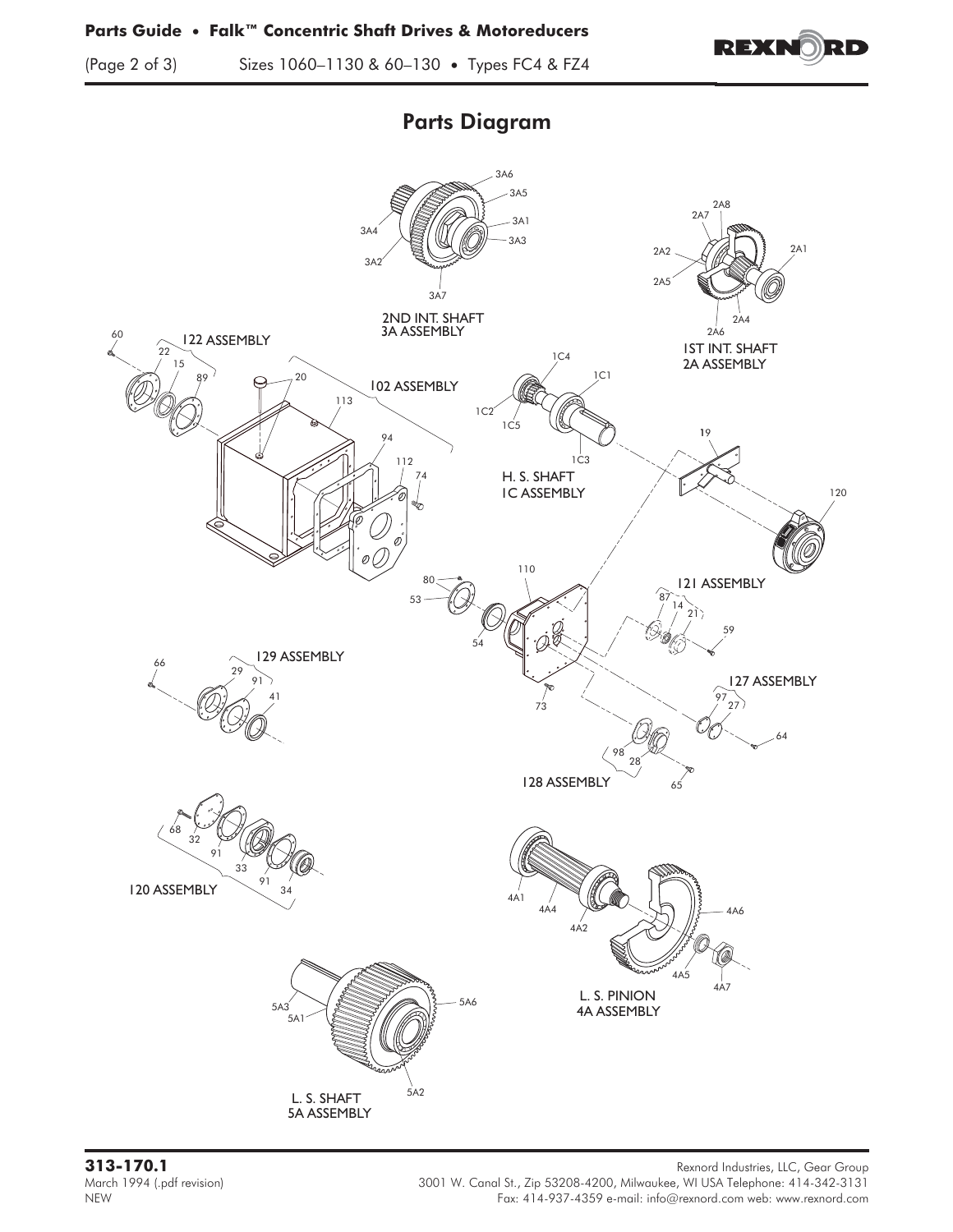## Parts Diagram

2ND INT. SHAFT
3A ASSEMBLY

3A1, 3A2, 3A3, 3A4, 3A5, 3A6, 3A7

1ST INT. SHAFT
2A ASSEMBLY

2A1, 2A2, 2A4, 2A5, 2A6, 2A7, 2A8

122 ASSEMBLY

60, 22, 15, 89

102 ASSEMBLY

20, 113, 94, 112, 74

H. S. SHAFT
1C ASSEMBLY

1C1, 1C2, 1C3, 1C4, 1C5

19

120

110

80, 53, 54, 73

121 ASSEMBLY

87, 14, 21, 59

129 ASSEMBLY

66, 29, 91, 41

127 ASSEMBLY

97, 27, 64

128 ASSEMBLY

98, 28, 65

120 ASSEMBLY

68, 32, 91, 33, 91, 34

L. S. PINION
4A ASSEMBLY

4A1, 4A2, 4A4, 4A5, 4A6, 4A7

L. S. SHAFT
5A ASSEMBLY

5A1, 5A2, 5A3, 5A6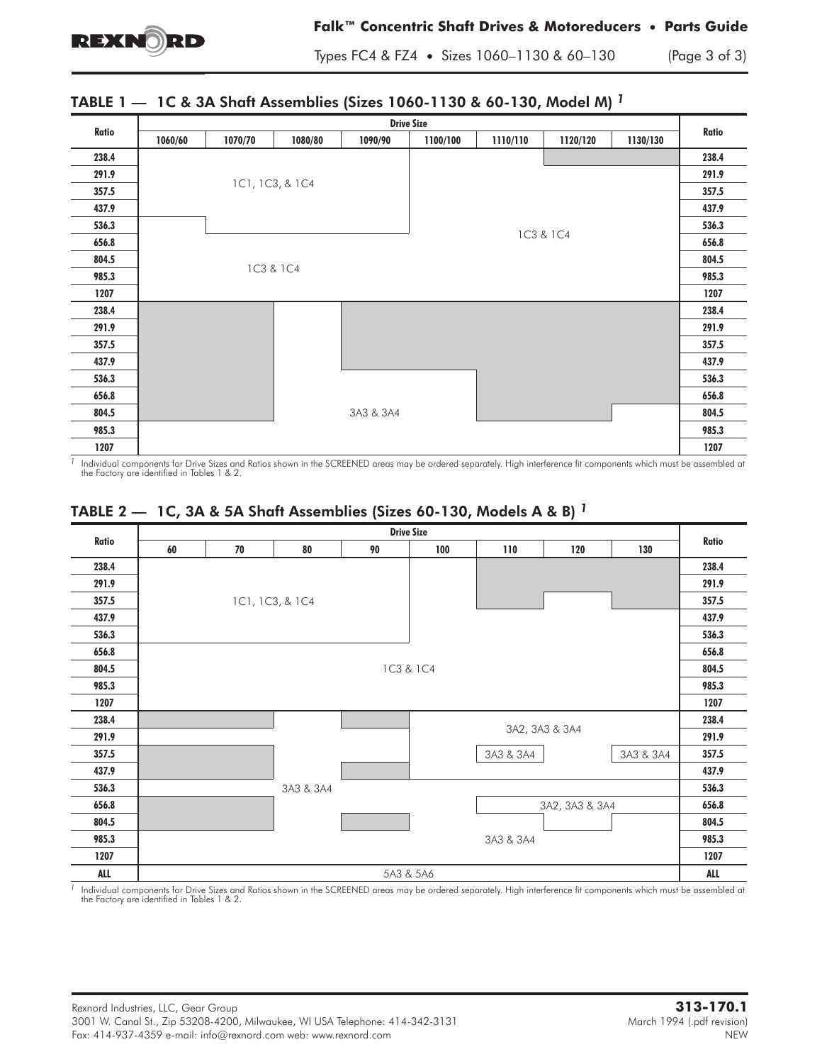## TABLE 1 — 1C & 3A Shaft Assemblies (Sizes 1060-1130 & 60-130, Model M) [1]

| Ratio | Drive Size | | | | | | | | Ratio |
|---|---|---|---|---|---|---|---|---|---|
| | 1060/60 | 1070/70 | 1080/80 | 1090/90 | 1100/100 | 1110/110 | 1120/120 | 1130/130 | |
| 238.4 | 1C1, 1C3, & 1C4 | 1C1, 1C3, & 1C4 | 1C1, 1C3, & 1C4 | 1C1, 1C3, & 1C4 | 1C3 & 1C4 | 1C3 & 1C4 | | | 238.4 |
| 291.9 | 1C1, 1C3, & 1C4 | 1C1, 1C3, & 1C4 | 1C1, 1C3, & 1C4 | 1C1, 1C3, & 1C4 | 1C3 & 1C4 | 1C3 & 1C4 | 1C3 & 1C4 | 1C3 & 1C4 | 291.9 |
| 357.5 | 1C1, 1C3, & 1C4 | 1C1, 1C3, & 1C4 | 1C1, 1C3, & 1C4 | 1C1, 1C3, & 1C4 | 1C3 & 1C4 | 1C3 & 1C4 | 1C3 & 1C4 | 1C3 & 1C4 | 357.5 |
| 437.9 | 1C1, 1C3, & 1C4 | 1C1, 1C3, & 1C4 | 1C1, 1C3, & 1C4 | 1C1, 1C3, & 1C4 | 1C3 & 1C4 | 1C3 & 1C4 | 1C3 & 1C4 | 1C3 & 1C4 | 437.9 |
| 536.3 | 1C3 & 1C4 | 1C1, 1C3, & 1C4 | 1C1, 1C3, & 1C4 | 1C1, 1C3, & 1C4 | 1C3 & 1C4 | 1C3 & 1C4 | 1C3 & 1C4 | 1C3 & 1C4 | 536.3 |
| 656.8 | 1C3 & 1C4 | 1C3 & 1C4 | 1C3 & 1C4 | 1C3 & 1C4 | 1C3 & 1C4 | 1C3 & 1C4 | 1C3 & 1C4 | 1C3 & 1C4 | 656.8 |
| 804.5 | 1C3 & 1C4 | 1C3 & 1C4 | 1C3 & 1C4 | 1C3 & 1C4 | 1C3 & 1C4 | 1C3 & 1C4 | 1C3 & 1C4 | 1C3 & 1C4 | 804.5 |
| 985.3 | 1C3 & 1C4 | 1C3 & 1C4 | 1C3 & 1C4 | 1C3 & 1C4 | 1C3 & 1C4 | 1C3 & 1C4 | 1C3 & 1C4 | 1C3 & 1C4 | 985.3 |
| 1207 | 1C3 & 1C4 | 1C3 & 1C4 | 1C3 & 1C4 | 1C3 & 1C4 | 1C3 & 1C4 | 1C3 & 1C4 | 1C3 & 1C4 | 1C3 & 1C4 | 1207 |
| 238.4 | | | 3A3 & 3A4 | | | | | | 238.4 |
| 291.9 | | | 3A3 & 3A4 | | | | | | 291.9 |
| 357.5 | | | 3A3 & 3A4 | | | | | | 357.5 |
| 437.9 | | | 3A3 & 3A4 | | | | | | 437.9 |
| 536.3 | | | 3A3 & 3A4 | 3A3 & 3A4 | 3A3 & 3A4 | | | | 536.3 |
| 656.8 | | | 3A3 & 3A4 | 3A3 & 3A4 | 3A3 & 3A4 | | | | 656.8 |
| 804.5 | | | 3A3 & 3A4 | 3A3 & 3A4 | 3A3 & 3A4 | | | 3A3 & 3A4 | 804.5 |
| 985.3 | 3A3 & 3A4 | 3A3 & 3A4 | 3A3 & 3A4 | 3A3 & 3A4 | 3A3 & 3A4 | 3A3 & 3A4 | 3A3 & 3A4 | 3A3 & 3A4 | 985.3 |
| 1207 | 3A3 & 3A4 | 3A3 & 3A4 | 3A3 & 3A4 | 3A3 & 3A4 | 3A3 & 3A4 | 3A3 & 3A4 | 3A3 & 3A4 | 3A3 & 3A4 | 1207 |

[1] Individual components for Drive Sizes and Ratios shown in the SCREENED areas may be ordered separately. High interference fit components which must be assembled at the Factory are identified in Tables 1 & 2.

## TABLE 2 — 1C, 3A & 5A Shaft Assemblies (Sizes 60-130, Models A & B) [1]

| Ratio | Drive Size | | | | | | | | Ratio |
|---|---|---|---|---|---|---|---|---|---|
| | 60 | 70 | 80 | 90 | 100 | 110 | 120 | 130 | |
| 238.4 | 1C1, 1C3, & 1C4 | 1C1, 1C3, & 1C4 | 1C1, 1C3, & 1C4 | 1C1, 1C3, & 1C4 | 1C3 & 1C4 | | | | 238.4 |
| 291.9 | 1C1, 1C3, & 1C4 | 1C1, 1C3, & 1C4 | 1C1, 1C3, & 1C4 | 1C1, 1C3, & 1C4 | 1C3 & 1C4 | | | | 291.9 |
| 357.5 | 1C1, 1C3, & 1C4 | 1C1, 1C3, & 1C4 | 1C1, 1C3, & 1C4 | 1C1, 1C3, & 1C4 | 1C3 & 1C4 | | 1C3 & 1C4 | | 357.5 |
| 437.9 | 1C1, 1C3, & 1C4 | 1C1, 1C3, & 1C4 | 1C1, 1C3, & 1C4 | 1C1, 1C3, & 1C4 | 1C3 & 1C4 | 1C3 & 1C4 | 1C3 & 1C4 | 1C3 & 1C4 | 437.9 |
| 536.3 | 1C1, 1C3, & 1C4 | 1C1, 1C3, & 1C4 | 1C1, 1C3, & 1C4 | 1C1, 1C3, & 1C4 | 1C3 & 1C4 | 1C3 & 1C4 | 1C3 & 1C4 | 1C3 & 1C4 | 536.3 |
| 656.8 | 1C3 & 1C4 | 1C3 & 1C4 | 1C3 & 1C4 | 1C3 & 1C4 | 1C3 & 1C4 | 1C3 & 1C4 | 1C3 & 1C4 | 1C3 & 1C4 | 656.8 |
| 804.5 | 1C3 & 1C4 | 1C3 & 1C4 | 1C3 & 1C4 | 1C3 & 1C4 | 1C3 & 1C4 | 1C3 & 1C4 | 1C3 & 1C4 | 1C3 & 1C4 | 804.5 |
| 985.3 | 1C3 & 1C4 | 1C3 & 1C4 | 1C3 & 1C4 | 1C3 & 1C4 | 1C3 & 1C4 | 1C3 & 1C4 | 1C3 & 1C4 | 1C3 & 1C4 | 985.3 |
| 1207 | 1C3 & 1C4 | 1C3 & 1C4 | 1C3 & 1C4 | 1C3 & 1C4 | 1C3 & 1C4 | 1C3 & 1C4 | 1C3 & 1C4 | 1C3 & 1C4 | 1207 |
| 238.4 | | | 3A3 & 3A4 | | 3A2, 3A3 & 3A4 | 3A2, 3A3 & 3A4 | 3A2, 3A3 & 3A4 | 3A2, 3A3 & 3A4 | 238.4 |
| 291.9 | 3A3 & 3A4 | 3A3 & 3A4 | 3A3 & 3A4 | 3A3 & 3A4 | 3A2, 3A3 & 3A4 | 3A2, 3A3 & 3A4 | 3A2, 3A3 & 3A4 | 3A2, 3A3 & 3A4 | 291.9 |
| 357.5 | | | 3A3 & 3A4 | 3A3 & 3A4 | 3A2, 3A3 & 3A4 | 3A3 & 3A4 | 3A2, 3A3 & 3A4 | 3A3 & 3A4 | 357.5 |
| 437.9 | | | 3A3 & 3A4 | | 3A2, 3A3 & 3A4 | 3A2, 3A3 & 3A4 | 3A2, 3A3 & 3A4 | 3A2, 3A3 & 3A4 | 437.9 |
| 536.3 | 3A3 & 3A4 | 3A3 & 3A4 | 3A3 & 3A4 | 3A3 & 3A4 | 3A3 & 3A4 | 3A3 & 3A4 | 3A3 & 3A4 | 3A3 & 3A4 | 536.3 |
| 656.8 | | | 3A3 & 3A4 | 3A3 & 3A4 | 3A3 & 3A4 | 3A2, 3A3 & 3A4 | 3A2, 3A3 & 3A4 | 3A2, 3A3 & 3A4 | 656.8 |
| 804.5 | | | 3A3 & 3A4 | | 3A3 & 3A4 | 3A3 & 3A4 | 3A2, 3A3 & 3A4 | 3A3 & 3A4 | 804.5 |
| 985.3 | 3A3 & 3A4 | 3A3 & 3A4 | 3A3 & 3A4 | 3A3 & 3A4 | 3A3 & 3A4 | 3A3 & 3A4 | 3A3 & 3A4 | 3A3 & 3A4 | 985.3 |
| 1207 | 3A3 & 3A4 | 3A3 & 3A4 | 3A3 & 3A4 | 3A3 & 3A4 | 3A3 & 3A4 | 3A3 & 3A4 | 3A3 & 3A4 | 3A3 & 3A4 | 1207 |
| ALL | 5A3 & 5A6 | 5A3 & 5A6 | 5A3 & 5A6 | 5A3 & 5A6 | 5A3 & 5A6 | 5A3 & 5A6 | 5A3 & 5A6 | 5A3 & 5A6 | ALL |

[1] Individual components for Drive Sizes and Ratios shown in the SCREENED areas may be ordered separately. High interference fit components which must be assembled at the Factory are identified in Tables 1 & 2.

Rexnord Industries, LLC, Gear Group
3001 W. Canal St., Zip 53208-4200, Milwaukee, WI USA Telephone: 414-342-3131
Fax: 414-937-4359 e-mail: info@rexnord.com web: www.rexnord.com

**313-170.1**
March 1994 (.pdf revision)
NEW